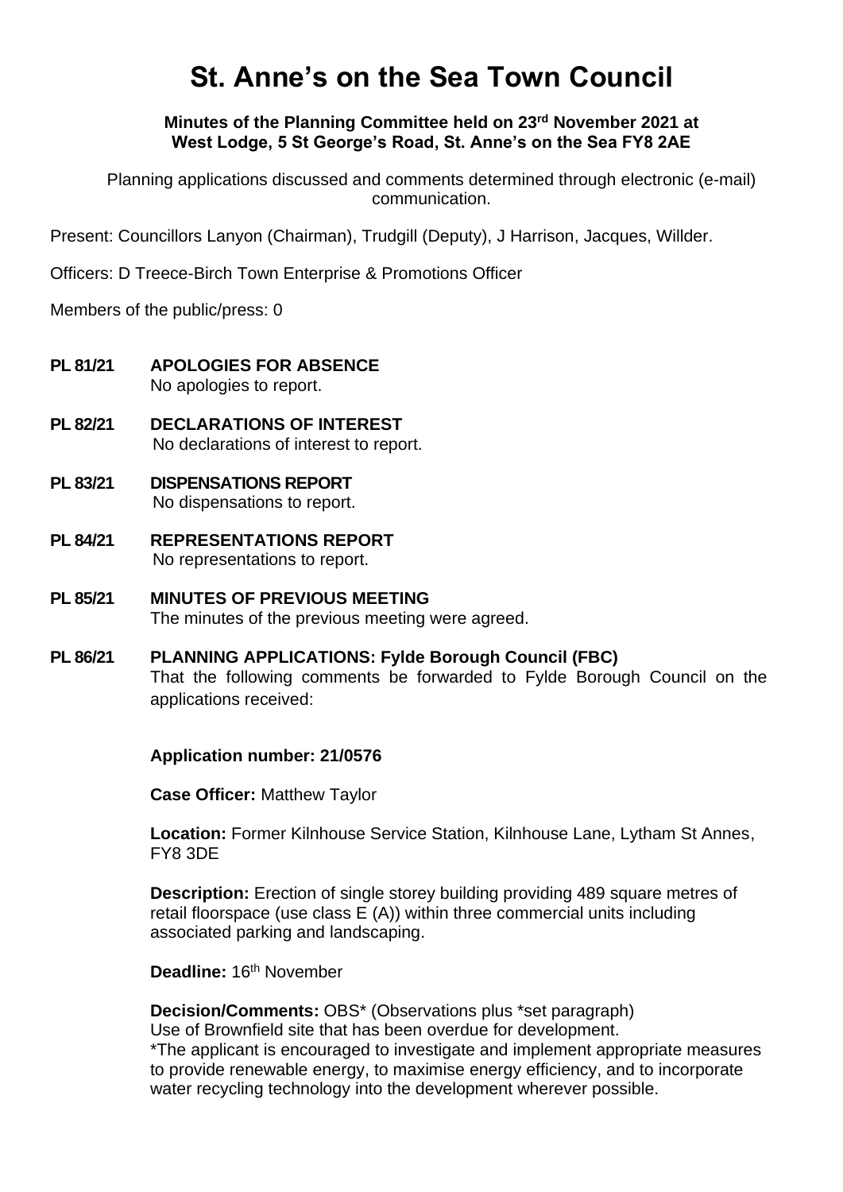# St. Anne's on the Sea Town Council

**Minutes of the Planning Committee held on 23rd November 2021 at West Lodge, 5 St George's Road, St. Anne's on the Sea FY8 2AE**

Planning applications discussed and comments determined through electronic (e-mail) communication.

Present: Councillors Lanyon (Chairman), Trudgill (Deputy), J Harrison, Jacques, Willder.

Officers: D Treece-Birch Town Enterprise & Promotions Officer

Members of the public/press: 0

**PL 81/21 APOLOGIES FOR ABSENCE**
No apologies to report.

**PL 82/21 DECLARATIONS OF INTEREST**
No declarations of interest to report.

**PL 83/21 DISPENSATIONS REPORT**
No dispensations to report.

**PL 84/21 REPRESENTATIONS REPORT**
No representations to report.

**PL 85/21 MINUTES OF PREVIOUS MEETING**
The minutes of the previous meeting were agreed.

**PL 86/21 PLANNING APPLICATIONS: Fylde Borough Council (FBC)**
That the following comments be forwarded to Fylde Borough Council on the applications received:

**Application number: 21/0576**

**Case Officer:** Matthew Taylor

**Location:** Former Kilnhouse Service Station, Kilnhouse Lane, Lytham St Annes, FY8 3DE

**Description:** Erection of single storey building providing 489 square metres of retail floorspace (use class E (A)) within three commercial units including associated parking and landscaping.

**Deadline:** 16th November

**Decision/Comments:** OBS* (Observations plus *set paragraph)
Use of Brownfield site that has been overdue for development.
*The applicant is encouraged to investigate and implement appropriate measures to provide renewable energy, to maximise energy efficiency, and to incorporate water recycling technology into the development wherever possible.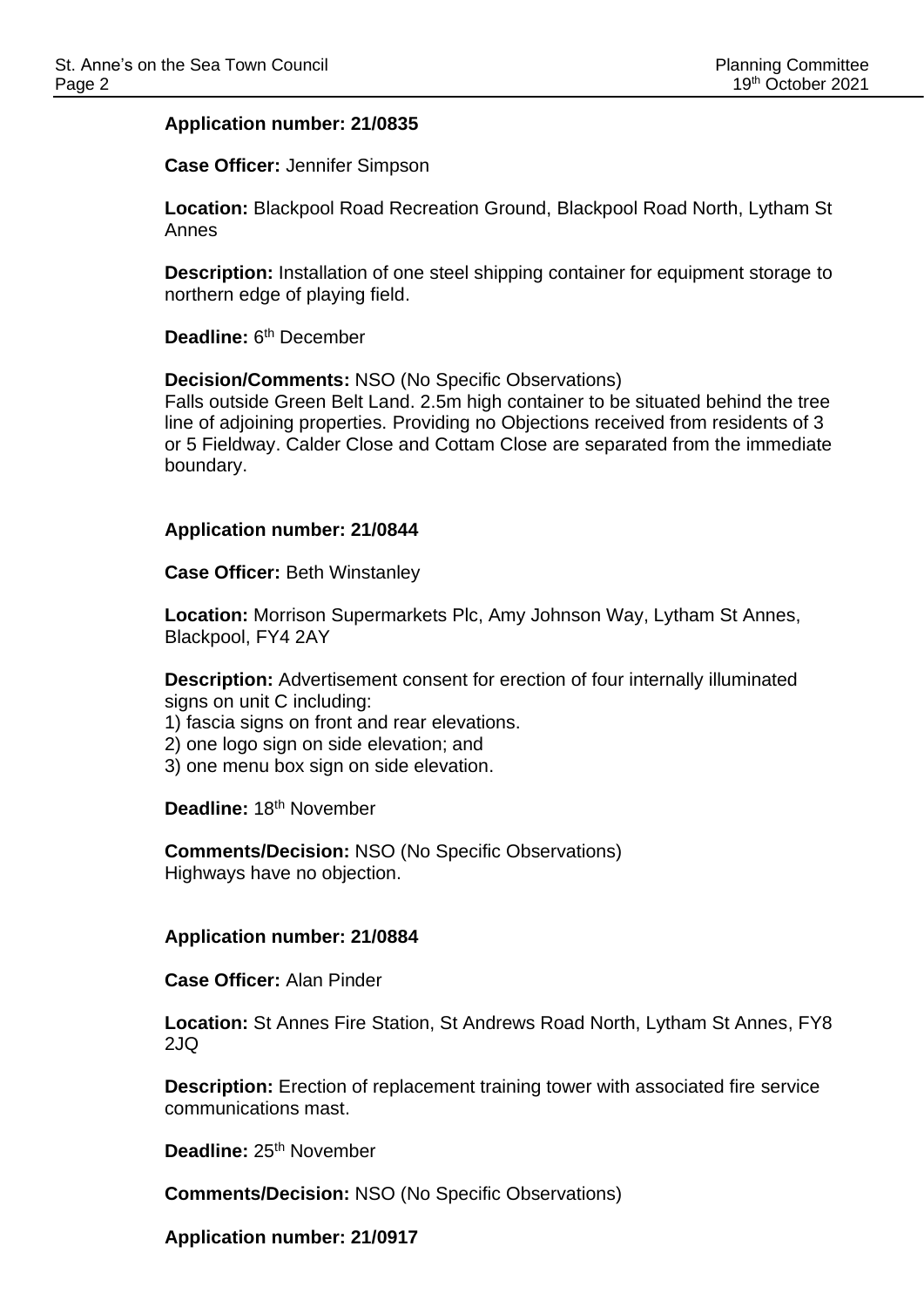**Application number: 21/0835**

**Case Officer:** Jennifer Simpson

**Location:** Blackpool Road Recreation Ground, Blackpool Road North, Lytham St Annes

**Description:** Installation of one steel shipping container for equipment storage to northern edge of playing field.

**Deadline:** 6th December

**Decision/Comments:** NSO (No Specific Observations)
Falls outside Green Belt Land. 2.5m high container to be situated behind the tree line of adjoining properties. Providing no Objections received from residents of 3 or 5 Fieldway. Calder Close and Cottam Close are separated from the immediate boundary.

**Application number: 21/0844**

**Case Officer:** Beth Winstanley

**Location:** Morrison Supermarkets Plc, Amy Johnson Way, Lytham St Annes, Blackpool, FY4 2AY

**Description:** Advertisement consent for erection of four internally illuminated signs on unit C including:
1) fascia signs on front and rear elevations.
2) one logo sign on side elevation; and
3) one menu box sign on side elevation.

**Deadline:** 18th November

**Comments/Decision:** NSO (No Specific Observations)
Highways have no objection.

**Application number: 21/0884**

**Case Officer:** Alan Pinder

**Location:** St Annes Fire Station, St Andrews Road North, Lytham St Annes, FY8 2JQ

**Description:** Erection of replacement training tower with associated fire service communications mast.

**Deadline:** 25th November

**Comments/Decision:** NSO (No Specific Observations)

**Application number: 21/0917**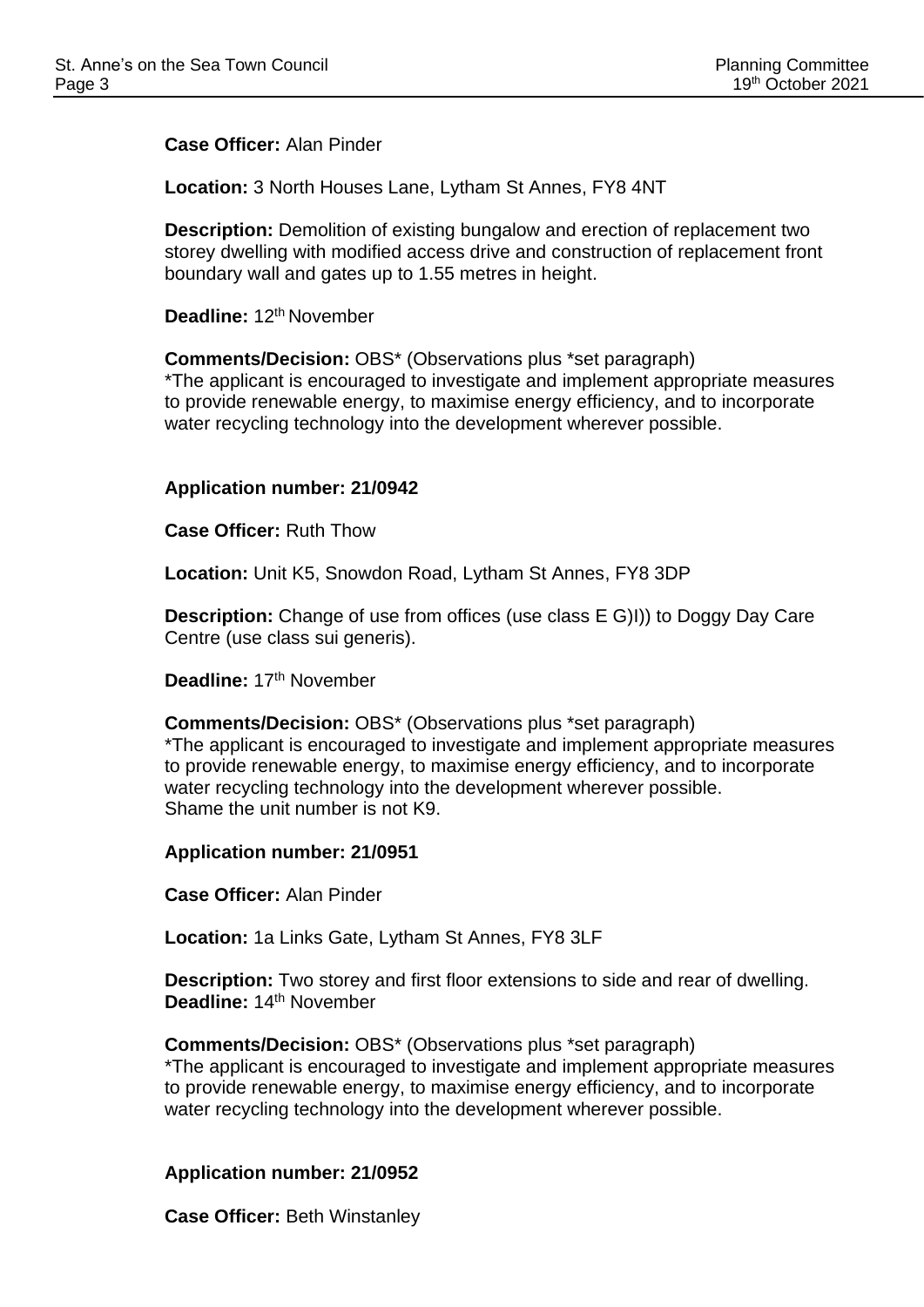**Case Officer:** Alan Pinder

**Location:** 3 North Houses Lane, Lytham St Annes, FY8 4NT

**Description:** Demolition of existing bungalow and erection of replacement two storey dwelling with modified access drive and construction of replacement front boundary wall and gates up to 1.55 metres in height.

**Deadline:** 12th November

**Comments/Decision:** OBS* (Observations plus *set paragraph)
*The applicant is encouraged to investigate and implement appropriate measures to provide renewable energy, to maximise energy efficiency, and to incorporate water recycling technology into the development wherever possible.

**Application number: 21/0942**

**Case Officer:** Ruth Thow

**Location:** Unit K5, Snowdon Road, Lytham St Annes, FY8 3DP

**Description:** Change of use from offices (use class E G)I)) to Doggy Day Care Centre (use class sui generis).

**Deadline:** 17th November

**Comments/Decision:** OBS* (Observations plus *set paragraph)
*The applicant is encouraged to investigate and implement appropriate measures to provide renewable energy, to maximise energy efficiency, and to incorporate water recycling technology into the development wherever possible.
Shame the unit number is not K9.

**Application number: 21/0951**

**Case Officer:** Alan Pinder

**Location:** 1a Links Gate, Lytham St Annes, FY8 3LF

**Description:** Two storey and first floor extensions to side and rear of dwelling.
**Deadline:** 14th November

**Comments/Decision:** OBS* (Observations plus *set paragraph)
*The applicant is encouraged to investigate and implement appropriate measures to provide renewable energy, to maximise energy efficiency, and to incorporate water recycling technology into the development wherever possible.

**Application number: 21/0952**

**Case Officer:** Beth Winstanley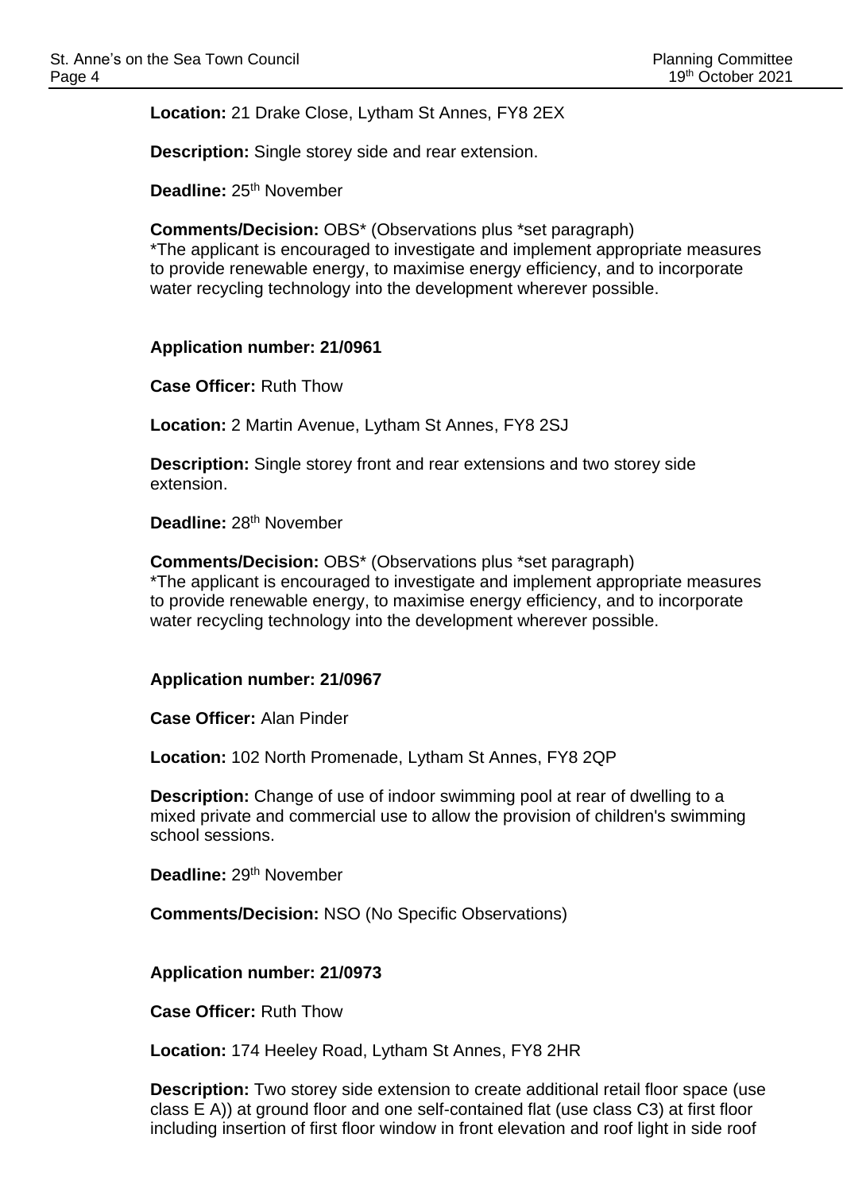**Location:** 21 Drake Close, Lytham St Annes, FY8 2EX

**Description:** Single storey side and rear extension.

**Deadline:** 25th November

**Comments/Decision:** OBS* (Observations plus *set paragraph)
*The applicant is encouraged to investigate and implement appropriate measures to provide renewable energy, to maximise energy efficiency, and to incorporate water recycling technology into the development wherever possible.

**Application number: 21/0961**

**Case Officer:** Ruth Thow

**Location:** 2 Martin Avenue, Lytham St Annes, FY8 2SJ

**Description:** Single storey front and rear extensions and two storey side extension.

**Deadline:** 28th November

**Comments/Decision:** OBS* (Observations plus *set paragraph)
*The applicant is encouraged to investigate and implement appropriate measures to provide renewable energy, to maximise energy efficiency, and to incorporate water recycling technology into the development wherever possible.

**Application number: 21/0967**

**Case Officer:** Alan Pinder

**Location:** 102 North Promenade, Lytham St Annes, FY8 2QP

**Description:** Change of use of indoor swimming pool at rear of dwelling to a mixed private and commercial use to allow the provision of children's swimming school sessions.

**Deadline:** 29th November

**Comments/Decision:** NSO (No Specific Observations)

**Application number: 21/0973**

**Case Officer:** Ruth Thow

**Location:** 174 Heeley Road, Lytham St Annes, FY8 2HR

**Description:** Two storey side extension to create additional retail floor space (use class E A)) at ground floor and one self-contained flat (use class C3) at first floor including insertion of first floor window in front elevation and roof light in side roof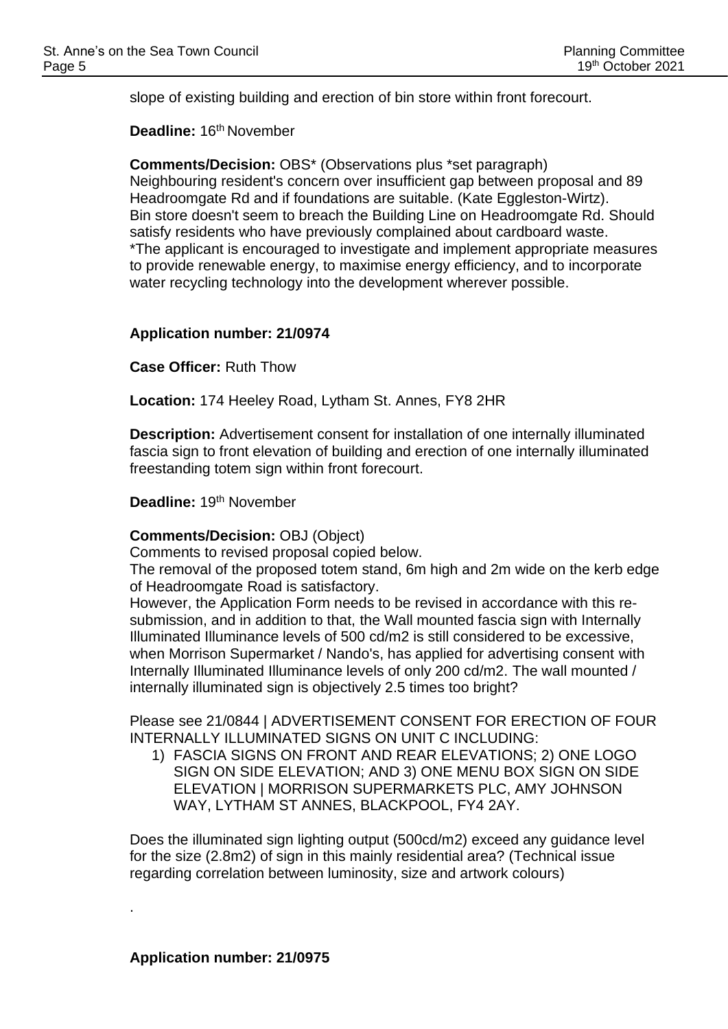slope of existing building and erection of bin store within front forecourt.

**Deadline:** 16th November

**Comments/Decision:** OBS* (Observations plus *set paragraph)
Neighbouring resident's concern over insufficient gap between proposal and 89 Headroomgate Rd and if foundations are suitable. (Kate Eggleston-Wirtz).
Bin store doesn't seem to breach the Building Line on Headroomgate Rd. Should satisfy residents who have previously complained about cardboard waste.
*The applicant is encouraged to investigate and implement appropriate measures to provide renewable energy, to maximise energy efficiency, and to incorporate water recycling technology into the development wherever possible.

**Application number: 21/0974**

**Case Officer:** Ruth Thow

**Location:** 174 Heeley Road, Lytham St. Annes, FY8 2HR

**Description:** Advertisement consent for installation of one internally illuminated fascia sign to front elevation of building and erection of one internally illuminated freestanding totem sign within front forecourt.

**Deadline:** 19th November

**Comments/Decision:** OBJ (Object)
Comments to revised proposal copied below.
The removal of the proposed totem stand, 6m high and 2m wide on the kerb edge of Headroomgate Road is satisfactory.
However, the Application Form needs to be revised in accordance with this re-submission, and in addition to that, the Wall mounted fascia sign with Internally Illuminated Illuminance levels of 500 cd/m2 is still considered to be excessive, when Morrison Supermarket / Nando's, has applied for advertising consent with Internally Illuminated Illuminance levels of only 200 cd/m2. The wall mounted / internally illuminated sign is objectively 2.5 times too bright?

Please see 21/0844 | ADVERTISEMENT CONSENT FOR ERECTION OF FOUR INTERNALLY ILLUMINATED SIGNS ON UNIT C INCLUDING:

1) FASCIA SIGNS ON FRONT AND REAR ELEVATIONS; 2) ONE LOGO SIGN ON SIDE ELEVATION; AND 3) ONE MENU BOX SIGN ON SIDE ELEVATION | MORRISON SUPERMARKETS PLC, AMY JOHNSON WAY, LYTHAM ST ANNES, BLACKPOOL, FY4 2AY.

Does the illuminated sign lighting output (500cd/m2) exceed any guidance level for the size (2.8m2) of sign in this mainly residential area? (Technical issue regarding correlation between luminosity, size and artwork colours)

.

**Application number: 21/0975**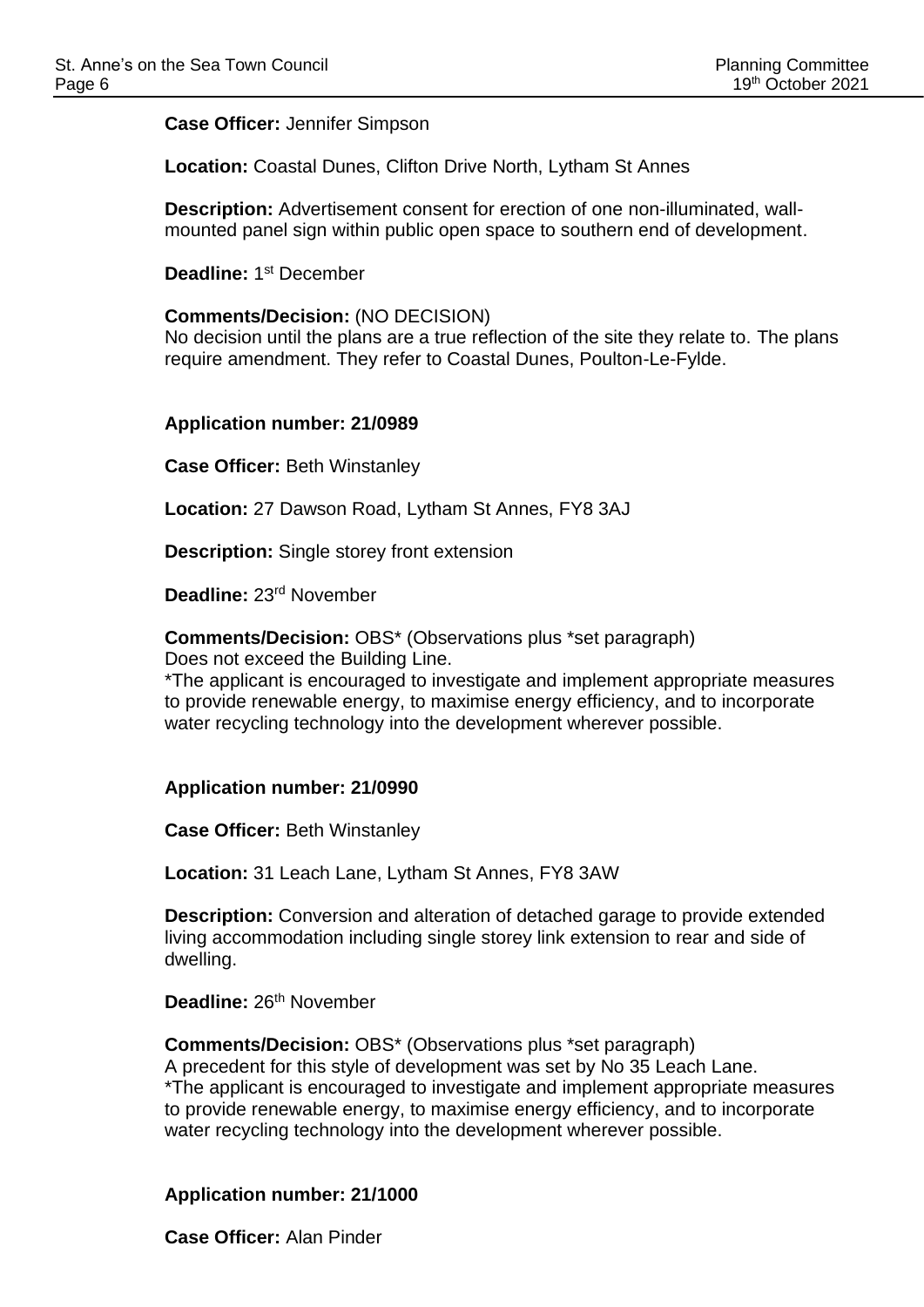**Case Officer:** Jennifer Simpson

**Location:** Coastal Dunes, Clifton Drive North, Lytham St Annes

**Description:** Advertisement consent for erection of one non-illuminated, wall-mounted panel sign within public open space to southern end of development.

**Deadline:** 1st December

**Comments/Decision:** (NO DECISION)
No decision until the plans are a true reflection of the site they relate to. The plans require amendment. They refer to Coastal Dunes, Poulton-Le-Fylde.

**Application number: 21/0989**

**Case Officer:** Beth Winstanley

**Location:** 27 Dawson Road, Lytham St Annes, FY8 3AJ

**Description:** Single storey front extension

**Deadline:** 23rd November

**Comments/Decision:** OBS* (Observations plus *set paragraph)
Does not exceed the Building Line.
*The applicant is encouraged to investigate and implement appropriate measures to provide renewable energy, to maximise energy efficiency, and to incorporate water recycling technology into the development wherever possible.

**Application number: 21/0990**

**Case Officer:** Beth Winstanley

**Location:** 31 Leach Lane, Lytham St Annes, FY8 3AW

**Description:** Conversion and alteration of detached garage to provide extended living accommodation including single storey link extension to rear and side of dwelling.

**Deadline:** 26th November

**Comments/Decision:** OBS* (Observations plus *set paragraph)
A precedent for this style of development was set by No 35 Leach Lane.
*The applicant is encouraged to investigate and implement appropriate measures to provide renewable energy, to maximise energy efficiency, and to incorporate water recycling technology into the development wherever possible.

**Application number: 21/1000**

**Case Officer:** Alan Pinder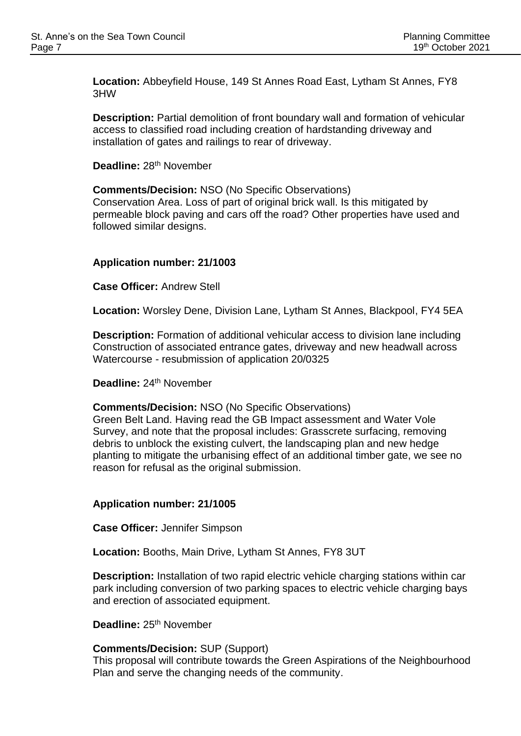**Location:** Abbeyfield House, 149 St Annes Road East, Lytham St Annes, FY8 3HW

**Description:** Partial demolition of front boundary wall and formation of vehicular access to classified road including creation of hardstanding driveway and installation of gates and railings to rear of driveway.

**Deadline:** 28th November

**Comments/Decision:** NSO (No Specific Observations)
Conservation Area. Loss of part of original brick wall. Is this mitigated by permeable block paving and cars off the road? Other properties have used and followed similar designs.

**Application number: 21/1003**

**Case Officer:** Andrew Stell

**Location:** Worsley Dene, Division Lane, Lytham St Annes, Blackpool, FY4 5EA

**Description:** Formation of additional vehicular access to division lane including Construction of associated entrance gates, driveway and new headwall across Watercourse - resubmission of application 20/0325

**Deadline:** 24th November

**Comments/Decision:** NSO (No Specific Observations)
Green Belt Land. Having read the GB Impact assessment and Water Vole Survey, and note that the proposal includes: Grasscrete surfacing, removing debris to unblock the existing culvert, the landscaping plan and new hedge planting to mitigate the urbanising effect of an additional timber gate, we see no reason for refusal as the original submission.

**Application number: 21/1005**

**Case Officer:** Jennifer Simpson

**Location:** Booths, Main Drive, Lytham St Annes, FY8 3UT

**Description:** Installation of two rapid electric vehicle charging stations within car park including conversion of two parking spaces to electric vehicle charging bays and erection of associated equipment.

**Deadline:** 25th November

**Comments/Decision:** SUP (Support)
This proposal will contribute towards the Green Aspirations of the Neighbourhood Plan and serve the changing needs of the community.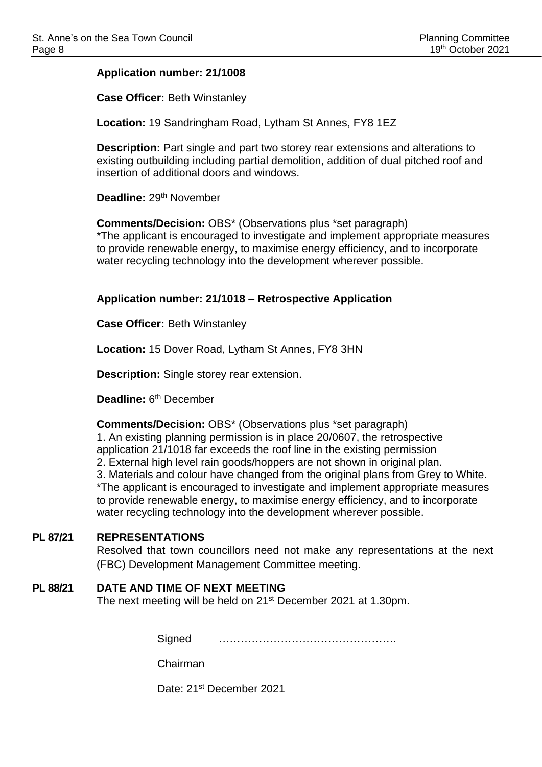**Application number: 21/1008**

**Case Officer:** Beth Winstanley

**Location:** 19 Sandringham Road, Lytham St Annes, FY8 1EZ

**Description:** Part single and part two storey rear extensions and alterations to existing outbuilding including partial demolition, addition of dual pitched roof and insertion of additional doors and windows.

**Deadline:** 29th November

**Comments/Decision:** OBS* (Observations plus *set paragraph)
*The applicant is encouraged to investigate and implement appropriate measures to provide renewable energy, to maximise energy efficiency, and to incorporate water recycling technology into the development wherever possible.

**Application number: 21/1018 – Retrospective Application**

**Case Officer:** Beth Winstanley

**Location:** 15 Dover Road, Lytham St Annes, FY8 3HN

**Description:** Single storey rear extension.

**Deadline:** 6th December

**Comments/Decision:** OBS* (Observations plus *set paragraph)
1. An existing planning permission is in place 20/0607, the retrospective application 21/1018 far exceeds the roof line in the existing permission
2. External high level rain goods/hoppers are not shown in original plan.
3. Materials and colour have changed from the original plans from Grey to White.
*The applicant is encouraged to investigate and implement appropriate measures to provide renewable energy, to maximise energy efficiency, and to incorporate water recycling technology into the development wherever possible.

**PL 87/21 REPRESENTATIONS**

Resolved that town councillors need not make any representations at the next (FBC) Development Management Committee meeting.

**PL 88/21 DATE AND TIME OF NEXT MEETING**

The next meeting will be held on 21st December 2021 at 1.30pm.

Signed ………………………………………….

Chairman

Date: 21st December 2021